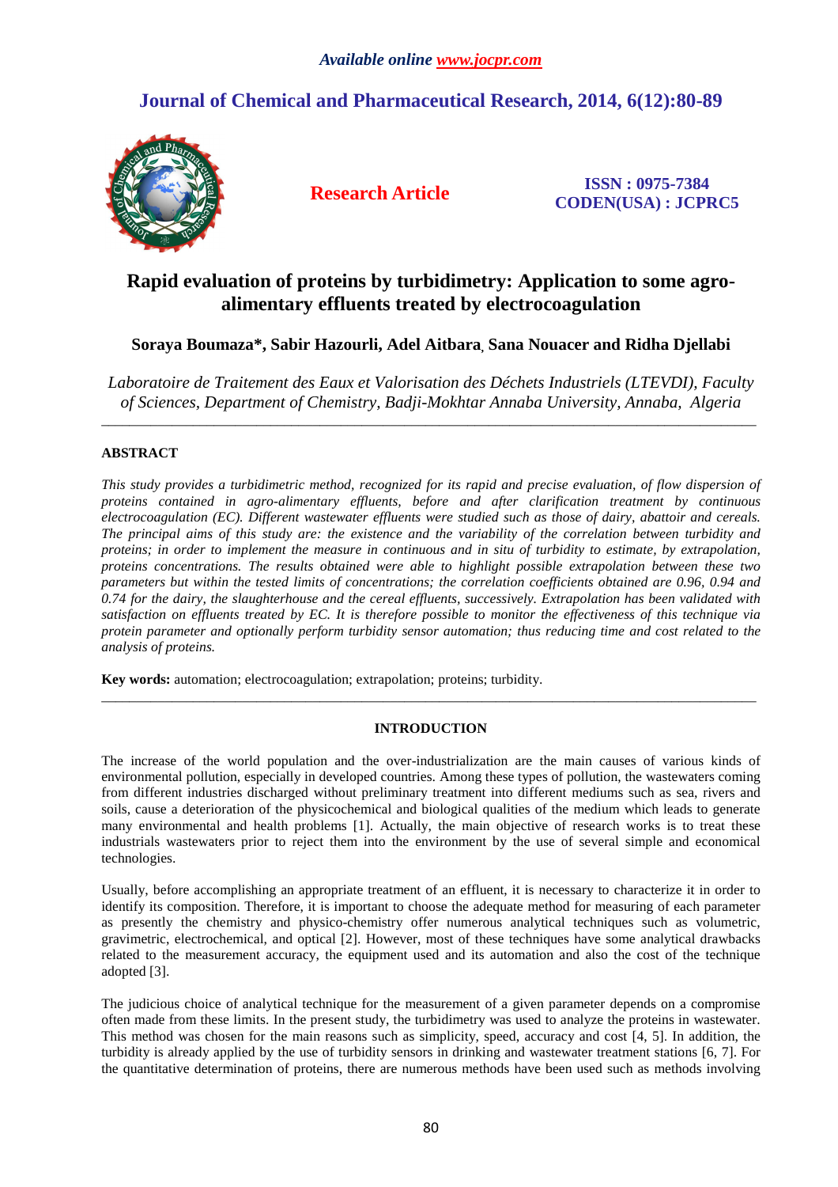*Available online www.jocpr.com*

# Journal of Chemical and Pharmaceutical Research, 2014, 6(12):80-89

**Research Article**

**ISSN : 0975-7384**
**CODEN(USA) : JCPRC5**

# Rapid evaluation of proteins by turbidimetry: Application to some agro-alimentary effluents treated by electrocoagulation

**Soraya Boumaza\*, Sabir Hazourli, Adel Aitbara, Sana Nouacer and Ridha Djellabi**

*Laboratoire de Traitement des Eaux et Valorisation des Déchets Industriels (LTEVDI), Faculty of Sciences, Department of Chemistry, Badji-Mokhtar Annaba University, Annaba, Algeria*

---

## ABSTRACT

*This study provides a turbidimetric method, recognized for its rapid and precise evaluation, of flow dispersion of proteins contained in agro-alimentary effluents, before and after clarification treatment by continuous electrocoagulation (EC). Different wastewater effluents were studied such as those of dairy, abattoir and cereals. The principal aims of this study are: the existence and the variability of the correlation between turbidity and proteins; in order to implement the measure in continuous and in situ of turbidity to estimate, by extrapolation, proteins concentrations. The results obtained were able to highlight possible extrapolation between these two parameters but within the tested limits of concentrations; the correlation coefficients obtained are 0.96, 0.94 and 0.74 for the dairy, the slaughterhouse and the cereal effluents, successively. Extrapolation has been validated with satisfaction on effluents treated by EC. It is therefore possible to monitor the effectiveness of this technique via protein parameter and optionally perform turbidity sensor automation; thus reducing time and cost related to the analysis of proteins.*

**Key words:** automation; electrocoagulation; extrapolation; proteins; turbidity.

---

## INTRODUCTION

The increase of the world population and the over-industrialization are the main causes of various kinds of environmental pollution, especially in developed countries. Among these types of pollution, the wastewaters coming from different industries discharged without preliminary treatment into different mediums such as sea, rivers and soils, cause a deterioration of the physicochemical and biological qualities of the medium which leads to generate many environmental and health problems [1]. Actually, the main objective of research works is to treat these industrials wastewaters prior to reject them into the environment by the use of several simple and economical technologies.

Usually, before accomplishing an appropriate treatment of an effluent, it is necessary to characterize it in order to identify its composition. Therefore, it is important to choose the adequate method for measuring of each parameter as presently the chemistry and physico-chemistry offer numerous analytical techniques such as volumetric, gravimetric, electrochemical, and optical [2]. However, most of these techniques have some analytical drawbacks related to the measurement accuracy, the equipment used and its automation and also the cost of the technique adopted [3].

The judicious choice of analytical technique for the measurement of a given parameter depends on a compromise often made from these limits. In the present study, the turbidimetry was used to analyze the proteins in wastewater. This method was chosen for the main reasons such as simplicity, speed, accuracy and cost [4, 5]. In addition, the turbidity is already applied by the use of turbidity sensors in drinking and wastewater treatment stations [6, 7]. For the quantitative determination of proteins, there are numerous methods have been used such as methods involving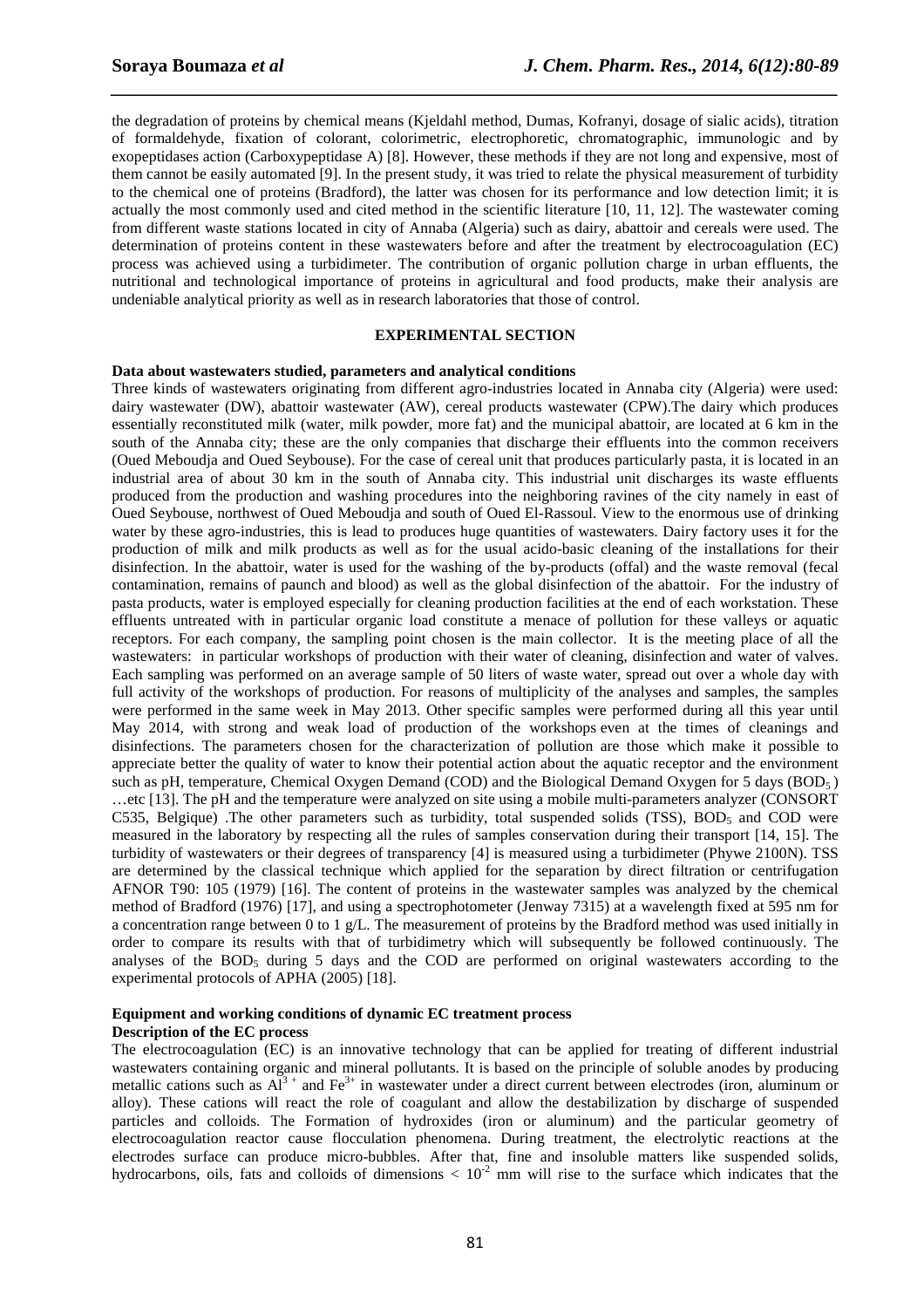the degradation of proteins by chemical means (Kjeldahl method, Dumas, Kofranyi, dosage of sialic acids), titration of formaldehyde, fixation of colorant, colorimetric, electrophoretic, chromatographic, immunologic and by exopeptidases action (Carboxypeptidase A) [8]. However, these methods if they are not long and expensive, most of them cannot be easily automated [9]. In the present study, it was tried to relate the physical measurement of turbidity to the chemical one of proteins (Bradford), the latter was chosen for its performance and low detection limit; it is actually the most commonly used and cited method in the scientific literature [10, 11, 12]. The wastewater coming from different waste stations located in city of Annaba (Algeria) such as dairy, abattoir and cereals were used. The determination of proteins content in these wastewaters before and after the treatment by electrocoagulation (EC) process was achieved using a turbidimeter. The contribution of organic pollution charge in urban effluents, the nutritional and technological importance of proteins in agricultural and food products, make their analysis are undeniable analytical priority as well as in research laboratories that those of control.

## EXPERIMENTAL SECTION

### Data about wastewaters studied, parameters and analytical conditions

Three kinds of wastewaters originating from different agro-industries located in Annaba city (Algeria) were used: dairy wastewater (DW), abattoir wastewater (AW), cereal products wastewater (CPW).The dairy which produces essentially reconstituted milk (water, milk powder, more fat) and the municipal abattoir, are located at 6 km in the south of the Annaba city; these are the only companies that discharge their effluents into the common receivers (Oued Meboudja and Oued Seybouse). For the case of cereal unit that produces particularly pasta, it is located in an industrial area of about 30 km in the south of Annaba city. This industrial unit discharges its waste effluents produced from the production and washing procedures into the neighboring ravines of the city namely in east of Oued Seybouse, northwest of Oued Meboudja and south of Oued El-Rassoul. View to the enormous use of drinking water by these agro-industries, this is lead to produces huge quantities of wastewaters. Dairy factory uses it for the production of milk and milk products as well as for the usual acido-basic cleaning of the installations for their disinfection. In the abattoir, water is used for the washing of the by-products (offal) and the waste removal (fecal contamination, remains of paunch and blood) as well as the global disinfection of the abattoir. For the industry of pasta products, water is employed especially for cleaning production facilities at the end of each workstation. These effluents untreated with in particular organic load constitute a menace of pollution for these valleys or aquatic receptors. For each company, the sampling point chosen is the main collector. It is the meeting place of all the wastewaters: in particular workshops of production with their water of cleaning, disinfection and water of valves. Each sampling was performed on an average sample of 50 liters of waste water, spread out over a whole day with full activity of the workshops of production. For reasons of multiplicity of the analyses and samples, the samples were performed in the same week in May 2013. Other specific samples were performed during all this year until May 2014, with strong and weak load of production of the workshops even at the times of cleanings and disinfections. The parameters chosen for the characterization of pollution are those which make it possible to appreciate better the quality of water to know their potential action about the aquatic receptor and the environment such as pH, temperature, Chemical Oxygen Demand (COD) and the Biological Demand Oxygen for 5 days ($BOD_5$) …etc [13]. The pH and the temperature were analyzed on site using a mobile multi-parameters analyzer (CONSORT C535, Belgique) .The other parameters such as turbidity, total suspended solids (TSS), $BOD_5$ and COD were measured in the laboratory by respecting all the rules of samples conservation during their transport [14, 15]. The turbidity of wastewaters or their degrees of transparency [4] is measured using a turbidimeter (Phywe 2100N). TSS are determined by the classical technique which applied for the separation by direct filtration or centrifugation AFNOR T90: 105 (1979) [16]. The content of proteins in the wastewater samples was analyzed by the chemical method of Bradford (1976) [17], and using a spectrophotometer (Jenway 7315) at a wavelength fixed at 595 nm for a concentration range between 0 to 1 g/L. The measurement of proteins by the Bradford method was used initially in order to compare its results with that of turbidimetry which will subsequently be followed continuously. The analyses of the $BOD_5$ during 5 days and the COD are performed on original wastewaters according to the experimental protocols of APHA (2005) [18].

### Equipment and working conditions of dynamic EC treatment process

### Description of the EC process

The electrocoagulation (EC) is an innovative technology that can be applied for treating of different industrial wastewaters containing organic and mineral pollutants. It is based on the principle of soluble anodes by producing metallic cations such as $Al^{3+}$ and $Fe^{3+}$ in wastewater under a direct current between electrodes (iron, aluminum or alloy). These cations will react the role of coagulant and allow the destabilization by discharge of suspended particles and colloids. The Formation of hydroxides (iron or aluminum) and the particular geometry of electrocoagulation reactor cause flocculation phenomena. During treatment, the electrolytic reactions at the electrodes surface can produce micro-bubbles. After that, fine and insoluble matters like suspended solids, hydrocarbons, oils, fats and colloids of dimensions < $10^{-2}$ mm will rise to the surface which indicates that the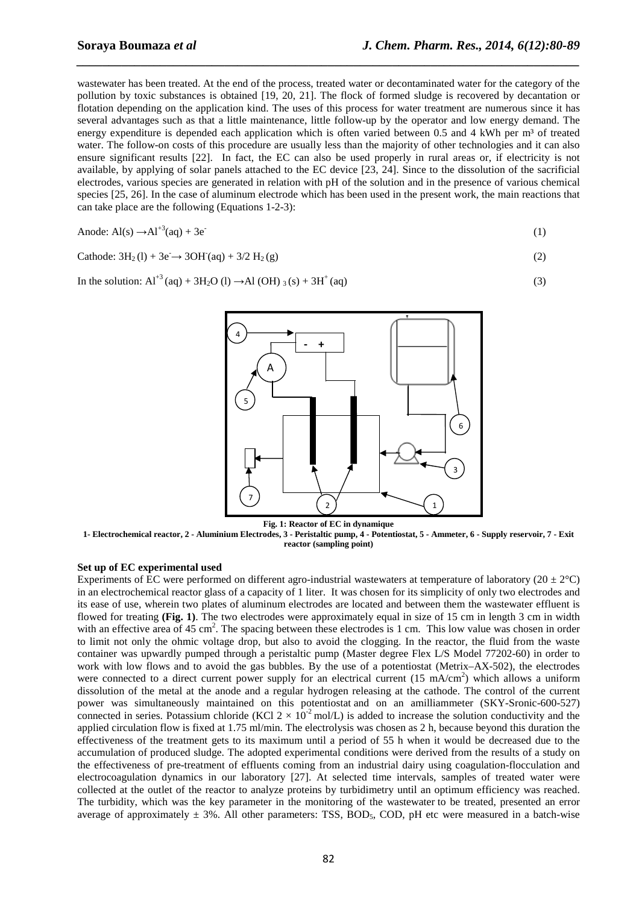wastewater has been treated. At the end of the process, treated water or decontaminated water for the category of the pollution by toxic substances is obtained [19, 20, 21]. The flock of formed sludge is recovered by decantation or flotation depending on the application kind. The uses of this process for water treatment are numerous since it has several advantages such as that a little maintenance, little follow-up by the operator and low energy demand. The energy expenditure is depended each application which is often varied between 0.5 and 4 kWh per m³ of treated water. The follow-on costs of this procedure are usually less than the majority of other technologies and it can also ensure significant results [22]. In fact, the EC can also be used properly in rural areas or, if electricity is not available, by applying of solar panels attached to the EC device [23, 24]. Since to the dissolution of the sacrificial electrodes, various species are generated in relation with pH of the solution and in the presence of various chemical species [25, 26]. In the case of aluminum electrode which has been used in the present work, the main reactions that can take place are the following (Equations 1-2-3):

Anode: $Al(s) \rightarrow Al^{+3}(aq) + 3e^{-}$ (1)

Cathode: $3H_2(l) + 3e^{-} \rightarrow 3OH^{-}(aq) + 3/2\ H_2(g)$ (2)

In the solution: $Al^{+3}(aq) + 3H_2O(l) \rightarrow Al(OH)_3(s) + 3H^{+}(aq)$ (3)

**Fig. 1: Reactor of EC in dynamique**

**1- Electrochemical reactor, 2 - Aluminium Electrodes, 3 - Peristaltic pump, 4 - Potentiostat, 5 - Ammeter, 6 - Supply reservoir, 7 - Exit reactor (sampling point)**

**Set up of EC experimental used**

Experiments of EC were performed on different agro-industrial wastewaters at temperature of laboratory ($20 \pm 2$°C) in an electrochemical reactor glass of a capacity of 1 liter. It was chosen for its simplicity of only two electrodes and its ease of use, wherein two plates of aluminum electrodes are located and between them the wastewater effluent is flowed for treating **(Fig. 1)**. The two electrodes were approximately equal in size of 15 cm in length 3 cm in width with an effective area of 45 $cm^2$. The spacing between these electrodes is 1 cm. This low value was chosen in order to limit not only the ohmic voltage drop, but also to avoid the clogging. In the reactor, the fluid from the waste container was upwardly pumped through a peristaltic pump (Master degree Flex L/S Model 77202-60) in order to work with low flows and to avoid the gas bubbles. By the use of a potentiostat (Metrix–AX-502), the electrodes were connected to a direct current power supply for an electrical current (15 $mA/cm^2$) which allows a uniform dissolution of the metal at the anode and a regular hydrogen releasing at the cathode. The control of the current power was simultaneously maintained on this potentiostat and on an amilliammeter (SKY-Sronic-600-527) connected in series. Potassium chloride (KCl $2 \times 10^{-2}$ mol/L) is added to increase the solution conductivity and the applied circulation flow is fixed at 1.75 ml/min. The electrolysis was chosen as 2 h, because beyond this duration the effectiveness of the treatment gets to its maximum until a period of 55 h when it would be decreased due to the accumulation of produced sludge. The adopted experimental conditions were derived from the results of a study on the effectiveness of pre-treatment of effluents coming from an industrial dairy using coagulation-flocculation and electrocoagulation dynamics in our laboratory [27]. At selected time intervals, samples of treated water were collected at the outlet of the reactor to analyze proteins by turbidimetry until an optimum efficiency was reached. The turbidity, which was the key parameter in the monitoring of the wastewater to be treated, presented an error average of approximately ± 3%. All other parameters: TSS, $BOD_5$, COD, pH etc were measured in a batch-wise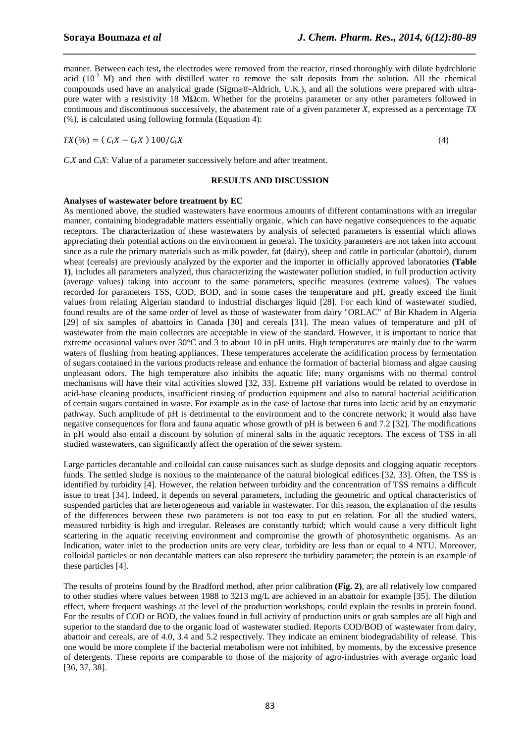manner. Between each test**,** the electrodes were removed from the reactor, rinsed thoroughly with dilute hydrchloric acid ($10^{-2}$ M) and then with distilled water to remove the salt deposits from the solution. All the chemical compounds used have an analytical grade (Sigma®-Aldrich, U.K.), and all the solutions were prepared with ultra-pure water with a resistivity 18 MΩcm. Whether for the proteins parameter or any other parameters followed in continuous and discontinuous successively, the abatement rate of a given parameter *X*, expressed as a percentage *TX* (%), is calculated using following formula (Equation 4):

$$TX(\%) = (C_iX - C_fX)\,100/C_iX \tag{4}$$

$C_iX$ and $C_fX$: Value of a parameter successively before and after treatment.

## RESULTS AND DISCUSSION

**Analyses of wastewater before treatment by EC**

As mentioned above, the studied wastewaters have enormous amounts of different contaminations with an irregular manner, containing biodegradable matters essentially organic, which can have negative consequences to the aquatic receptors. The characterization of these wastewaters by analysis of selected parameters is essential which allows appreciating their potential actions on the environment in general. The toxicity parameters are not taken into account since as a rule the primary materials such as milk powder, fat (dairy), sheep and cattle in particular (abattoir), durum wheat (cereals) are previously analyzed by the exporter and the importer in officially approved laboratories **(Table 1)**, includes all parameters analyzed, thus characterizing the wastewater pollution studied, in full production activity (average values) taking into account to the same parameters, specific measures (extreme values). The values recorded for parameters TSS, COD, BOD, and in some cases the temperature and pH, greatly exceed the limit values from relating Algerian standard to industrial discharges liquid [28]. For each kind of wastewater studied, found results are of the same order of level as those of wastewater from dairy "ORLAC" of Bir Khadem in Algeria [29] of six samples of abattoirs in Canada [30] and cereals [31]. The mean values of temperature and pH of wastewater from the main collectors are acceptable in view of the standard. However, it is important to notice that extreme occasional values over 30°C and 3 to about 10 in pH units. High temperatures are mainly due to the warm waters of flushing from heating appliances. These temperatures accelerate the acidification process by fermentation of sugars contained in the various products release and enhance the formation of bacterial biomass and algae causing unpleasant odors. The high temperature also inhibits the aquatic life; many organisms with no thermal control mechanisms will have their vital activities slowed [32, 33]. Extreme pH variations would be related to overdose in acid-base cleaning products, insufficient rinsing of production equipment and also to natural bacterial acidification of certain sugars contained in waste. For example as in the case of lactose that turns into lactic acid by an enzymatic pathway. Such amplitude of pH is detrimental to the environment and to the concrete network; it would also have negative consequences for flora and fauna aquatic whose growth of pH is between 6 and 7.2 [32]. The modifications in pH would also entail a discount by solution of mineral salts in the aquatic receptors. The excess of TSS in all studied wastewaters, can significantly affect the operation of the sewer system.

Large particles decantable and colloidal can cause nuisances such as sludge deposits and clogging aquatic receptors funds. The settled sludge is noxious to the maintenance of the natural biological edifices [32, 33]. Often, the TSS is identified by turbidity [4]. However, the relation between turbidity and the concentration of TSS remains a difficult issue to treat [34]. Indeed, it depends on several parameters, including the geometric and optical characteristics of suspended particles that are heterogeneous and variable in wastewater. For this reason, the explanation of the results of the differences between these two parameters is not too easy to put en relation. For all the studied waters, measured turbidity is high and irregular. Releases are constantly turbid; which would cause a very difficult light scattering in the aquatic receiving environment and compromise the growth of photosynthetic organisms. As an Indication, water inlet to the production units are very clear, turbidity are less than or equal to 4 NTU. Moreover, colloidal particles or non decantable matters can also represent the turbidity parameter; the protein is an example of these particles [4].

The results of proteins found by the Bradford method, after prior calibration **(Fig. 2)**, are all relatively low compared to other studies where values between 1988 to 3213 mg/L are achieved in an abattoir for example [35]. The dilution effect, where frequent washings at the level of the production workshops, could explain the results in protein found. For the results of COD or BOD, the values found in full activity of production units or grab samples are all high and superior to the standard due to the organic load of wastewater studied. Reports COD/BOD of wastewater from dairy, abattoir and cereals, are of 4.0, 3.4 and 5.2 respectively. They indicate an eminent biodegradability of release. This one would be more complete if the bacterial metabolism were not inhibited, by moments, by the excessive presence of detergents. These reports are comparable to those of the majority of agro-industries with average organic load [36, 37, 38].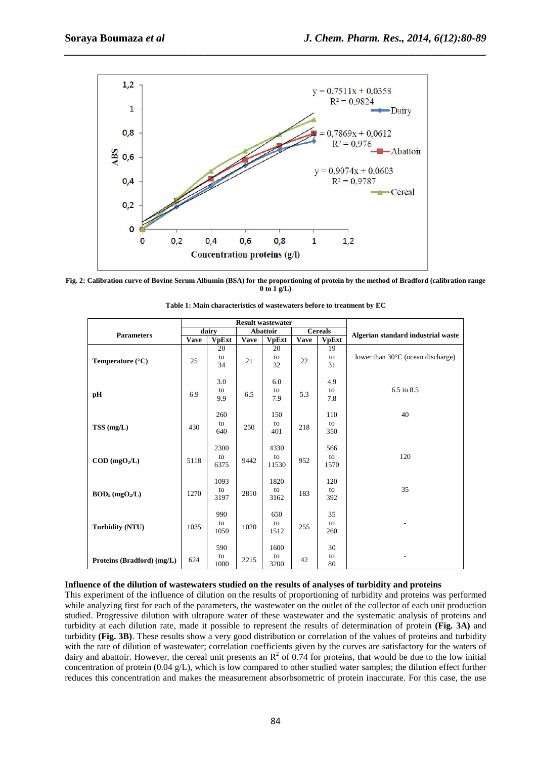Fig. 2: Calibration curve of Bovine Serum Albumin (BSA) for the proportioning of protein by the method of Bradford (calibration range 0 to 1 g/L)

**Table 1: Main characteristics of wastewaters before to treatment by EC**

| Parameters | Result wastewater | | | | | | Algerian standard industrial waste |
|---|---|---|---|---|---|---|---|
| | dairy | | Abattoir | | Cereals | | |
| | Vave | VpExt | Vave | VpExt | Vave | VpExt | |
| Temperature (°C) | 25 | 20 to 34 | 21 | 20 to 32 | 22 | 19 to 31 | lower than 30°C (ocean discharge) |
| pH | 6.9 | 3.0 to 9.9 | 6.5 | 6.0 to 7.9 | 5.3 | 4.9 to 7.8 | 6.5 to 8.5 |
| TSS (mg/L) | 430 | 260 to 640 | 250 | 150 to 401 | 218 | 110 to 350 | 40 |
| COD ($mgO_2$/L) | 5118 | 2300 to 6375 | 9442 | 4330 to 11530 | 952 | 566 to 1570 | 120 |
| $BOD_5$ ($mgO_2$/L) | 1270 | 1093 to 3197 | 2810 | 1820 to 3162 | 183 | 120 to 392 | 35 |
| Turbidity (NTU) | 1035 | 990 to 1050 | 1020 | 650 to 1512 | 255 | 35 to 260 | - |
| Proteins (Bradford) (mg/L) | 624 | 590 to 1000 | 2215 | 1600 to 3200 | 42 | 30 to 80 | - |

### Influence of the dilution of wastewaters studied on the results of analyses of turbidity and proteins

This experiment of the influence of dilution on the results of proportioning of turbidity and proteins was performed while analyzing first for each of the parameters, the wastewater on the outlet of the collector of each unit production studied. Progressive dilution with ultrapure water of these wastewater and the systematic analysis of proteins and turbidity at each dilution rate, made it possible to represent the results of determination of protein **(Fig. 3A)** and turbidity **(Fig. 3B)**. These results show a very good distribution or correlation of the values of proteins and turbidity with the rate of dilution of wastewater; correlation coefficients given by the curves are satisfactory for the waters of dairy and abattoir. However, the cereal unit presents an $R^2$ of 0.74 for proteins, that would be due to the low initial concentration of protein (0.04 g/L), which is low compared to other studied water samples; the dilution effect further reduces this concentration and makes the measurement absorbsometric of protein inaccurate. For this case, the use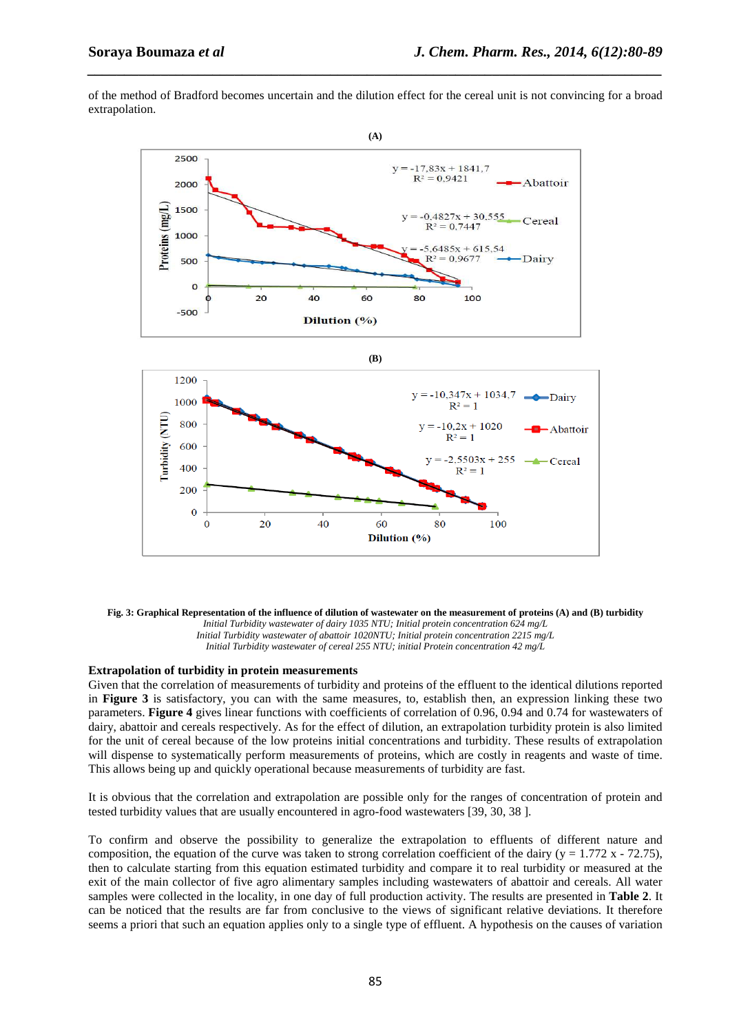of the method of Bradford becomes uncertain and the dilution effect for the cereal unit is not convincing for a broad extrapolation.

**Fig. 3: Graphical Representation of the influence of dilution of wastewater on the measurement of proteins (A) and (B) turbidity**

*Initial Turbidity wastewater of dairy 1035 NTU; Initial protein concentration 624 mg/L*
*Initial Turbidity wastewater of abattoir 1020NTU; Initial protein concentration 2215 mg/L*
*Initial Turbidity wastewater of cereal 255 NTU; initial Protein concentration 42 mg/L*

**Extrapolation of turbidity in protein measurements**

Given that the correlation of measurements of turbidity and proteins of the effluent to the identical dilutions reported in **Figure 3** is satisfactory, you can with the same measures, to, establish then, an expression linking these two parameters. **Figure 4** gives linear functions with coefficients of correlation of 0.96, 0.94 and 0.74 for wastewaters of dairy, abattoir and cereals respectively. As for the effect of dilution, an extrapolation turbidity protein is also limited for the unit of cereal because of the low proteins initial concentrations and turbidity. These results of extrapolation will dispense to systematically perform measurements of proteins, which are costly in reagents and waste of time. This allows being up and quickly operational because measurements of turbidity are fast.

It is obvious that the correlation and extrapolation are possible only for the ranges of concentration of protein and tested turbidity values that are usually encountered in agro-food wastewaters [39, 30, 38 ].

To confirm and observe the possibility to generalize the extrapolation to effluents of different nature and composition, the equation of the curve was taken to strong correlation coefficient of the dairy ($y = 1.772\ x - 72.75$), then to calculate starting from this equation estimated turbidity and compare it to real turbidity or measured at the exit of the main collector of five agro alimentary samples including wastewaters of abattoir and cereals. All water samples were collected in the locality, in one day of full production activity. The results are presented in **Table 2**. It can be noticed that the results are far from conclusive to the views of significant relative deviations. It therefore seems a priori that such an equation applies only to a single type of effluent. A hypothesis on the causes of variation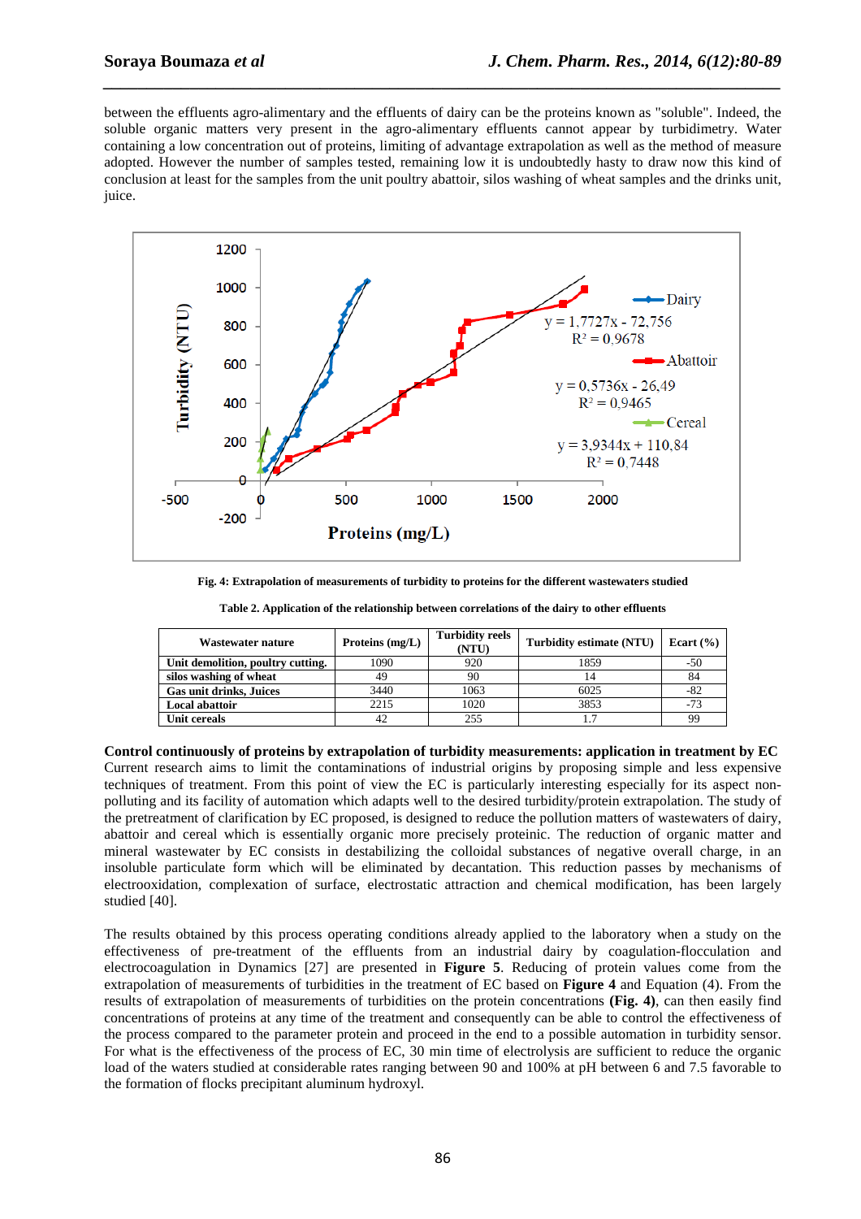between the effluents agro-alimentary and the effluents of dairy can be the proteins known as "soluble". Indeed, the soluble organic matters very present in the agro-alimentary effluents cannot appear by turbidimetry. Water containing a low concentration out of proteins, limiting of advantage extrapolation as well as the method of measure adopted. However the number of samples tested, remaining low it is undoubtedly hasty to draw now this kind of conclusion at least for the samples from the unit poultry abattoir, silos washing of wheat samples and the drinks unit, juice.

**Fig. 4: Extrapolation of measurements of turbidity to proteins for the different wastewaters studied**

**Table 2. Application of the relationship between correlations of the dairy to other effluents**

| Wastewater nature | Proteins (mg/L) | Turbidity reels (NTU) | Turbidity estimate (NTU) | Ecart (%) |
|---|---|---|---|---|
| **Unit demolition, poultry cutting.** | 1090 | 920 | 1859 | -50 |
| **silos washing of wheat** | 49 | 90 | 14 | 84 |
| **Gas unit drinks, Juices** | 3440 | 1063 | 6025 | -82 |
| **Local abattoir** | 2215 | 1020 | 3853 | -73 |
| **Unit cereals** | 42 | 255 | 1.7 | 99 |

**Control continuously of proteins by extrapolation of turbidity measurements: application in treatment by EC**

Current research aims to limit the contaminations of industrial origins by proposing simple and less expensive techniques of treatment. From this point of view the EC is particularly interesting especially for its aspect non-polluting and its facility of automation which adapts well to the desired turbidity/protein extrapolation. The study of the pretreatment of clarification by EC proposed, is designed to reduce the pollution matters of wastewaters of dairy, abattoir and cereal which is essentially organic more precisely proteinic. The reduction of organic matter and mineral wastewater by EC consists in destabilizing the colloidal substances of negative overall charge, in an insoluble particulate form which will be eliminated by decantation. This reduction passes by mechanisms of electrooxidation, complexation of surface, electrostatic attraction and chemical modification, has been largely studied [40].

The results obtained by this process operating conditions already applied to the laboratory when a study on the effectiveness of pre-treatment of the effluents from an industrial dairy by coagulation-flocculation and electrocoagulation in Dynamics [27] are presented in **Figure 5**. Reducing of protein values come from the extrapolation of measurements of turbidities in the treatment of EC based on **Figure 4** and Equation (4). From the results of extrapolation of measurements of turbidities on the protein concentrations **(Fig. 4)**, can then easily find concentrations of proteins at any time of the treatment and consequently can be able to control the effectiveness of the process compared to the parameter protein and proceed in the end to a possible automation in turbidity sensor. For what is the effectiveness of the process of EC, 30 min time of electrolysis are sufficient to reduce the organic load of the waters studied at considerable rates ranging between 90 and 100% at pH between 6 and 7.5 favorable to the formation of flocks precipitant aluminum hydroxyl.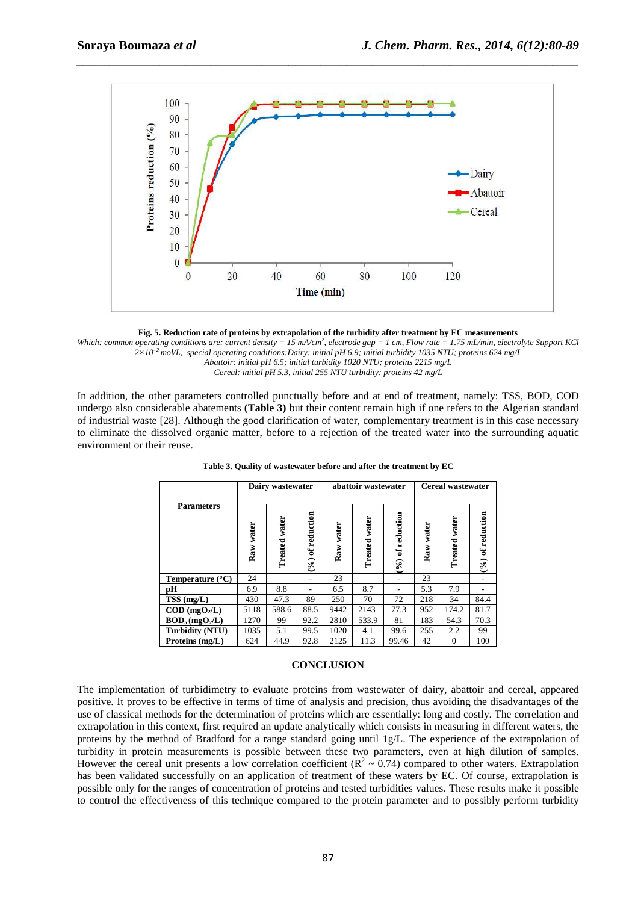Fig. 5. Reduction rate of proteins by extrapolation of the turbidity after treatment by EC measurements

*Which: common operating conditions are: current density = 15 mA/cm², electrode gap = 1 cm, Flow rate = 1.75 mL/min, electrolyte Support KCl $2{\times}10^{-2}$ mol/L, special operating conditions:Dairy: initial pH 6.9; initial turbidity 1035 NTU; proteins 624 mg/L*
*Abattoir: initial pH 6.5; initial turbidity 1020 NTU; proteins 2215 mg/L*
*Cereal: initial pH 5.3, initial 255 NTU turbidity; proteins 42 mg/L*

In addition, the other parameters controlled punctually before and at end of treatment, namely: TSS, BOD, COD undergo also considerable abatements **(Table 3)** but their content remain high if one refers to the Algerian standard of industrial waste [28]. Although the good clarification of water, complementary treatment is in this case necessary to eliminate the dissolved organic matter, before to a rejection of the treated water into the surrounding aquatic environment or their reuse.

**Table 3. Quality of wastewater before and after the treatment by EC**

| Parameters | Dairy wastewater | | | abattoir wastewater | | | Cereal wastewater | | |
|---|---|---|---|---|---|---|---|---|---|
| | Raw water | Treated water | (%) of reduction | Raw water | Treated water | (%) of reduction | Raw water | Treated water | (%) of reduction |
| Temperature (°C) | 24 | | - | 23 | | - | 23 | | - |
| pH | 6.9 | 8.8 | - | 6.5 | 8.7 | - | 5.3 | 7.9 | - |
| TSS (mg/L) | 430 | 47.3 | 89 | 250 | 70 | 72 | 218 | 34 | 84.4 |
| COD ($mgO_2/L$) | 5118 | 588.6 | 88.5 | 9442 | 2143 | 77.3 | 952 | 174.2 | 81.7 |
| $BOD_5$ ($mgO_2/L$) | 1270 | 99 | 92.2 | 2810 | 533.9 | 81 | 183 | 54.3 | 70.3 |
| Turbidity (NTU) | 1035 | 5.1 | 99.5 | 1020 | 4.1 | 99.6 | 255 | 2.2 | 99 |
| Proteins (mg/L) | 624 | 44.9 | 92.8 | 2125 | 11.3 | 99.46 | 42 | 0 | 100 |

## CONCLUSION

The implementation of turbidimetry to evaluate proteins from wastewater of dairy, abattoir and cereal, appeared positive. It proves to be effective in terms of time of analysis and precision, thus avoiding the disadvantages of the use of classical methods for the determination of proteins which are essentially: long and costly. The correlation and extrapolation in this context, first required an update analytically which consists in measuring in different waters, the proteins by the method of Bradford for a range standard going until 1g/L. The experience of the extrapolation of turbidity in protein measurements is possible between these two parameters, even at high dilution of samples. However the cereal unit presents a low correlation coefficient ($R^2$ ~ 0.74) compared to other waters. Extrapolation has been validated successfully on an application of treatment of these waters by EC. Of course, extrapolation is possible only for the ranges of concentration of proteins and tested turbidities values. These results make it possible to control the effectiveness of this technique compared to the protein parameter and to possibly perform turbidity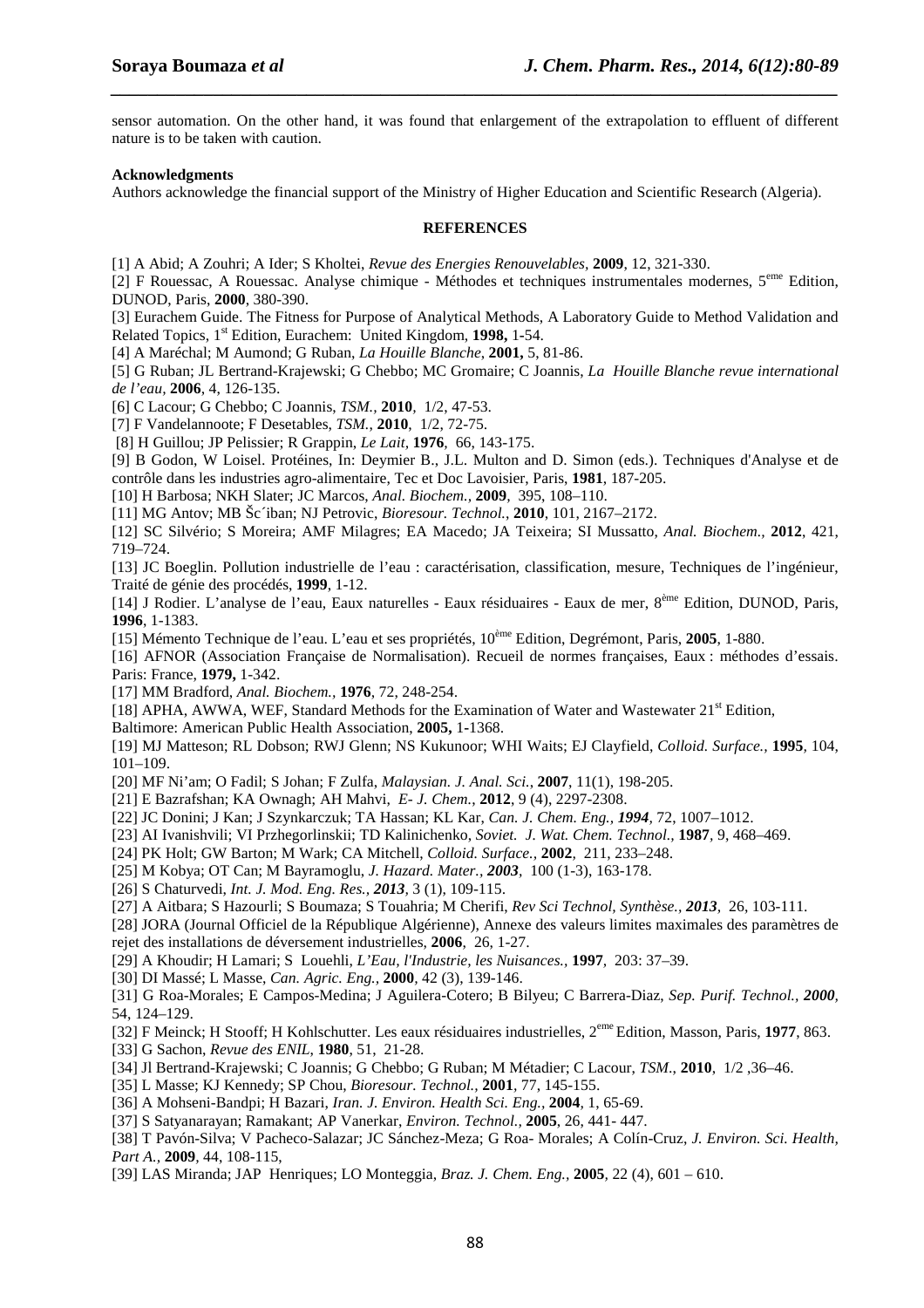sensor automation. On the other hand, it was found that enlargement of the extrapolation to effluent of different nature is to be taken with caution.

**Acknowledgments**

Authors acknowledge the financial support of the Ministry of Higher Education and Scientific Research (Algeria).

## REFERENCES

[1] A Abid; A Zouhri; A Ider; S Kholtei, *Revue des Energies Renouvelables*, **2009**, 12, 321-330.

[2] F Rouessac, A Rouessac. Analyse chimique - Méthodes et techniques instrumentales modernes, 5[eme] Edition, DUNOD, Paris, **2000**, 380-390.

[3] Eurachem Guide. The Fitness for Purpose of Analytical Methods, A Laboratory Guide to Method Validation and Related Topics, 1[st] Edition, Eurachem: United Kingdom, **1998,** 1-54.

[4] A Maréchal; M Aumond; G Ruban, *La Houille Blanche*, **2001,** 5, 81-86.

[5] G Ruban; JL Bertrand-Krajewski; G Chebbo; MC Gromaire; C Joannis, *La Houille Blanche revue international de l'eau*, **2006**, 4, 126-135.

[6] C Lacour; G Chebbo; C Joannis, *TSM.*, **2010**, 1/2, 47-53.

[7] F Vandelannoote; F Desetables, *TSM.*, **2010**, 1/2, 72-75.

[8] H Guillou; JP Pelissier; R Grappin, *Le Lait*, **1976**, 66, 143-175.

[9] B Godon, W Loisel. Protéines, In: Deymier B., J.L. Multon and D. Simon (eds.). Techniques d'Analyse et de contrôle dans les industries agro-alimentaire, Tec et Doc Lavoisier, Paris, **1981**, 187-205.

[10] H Barbosa; NKH Slater; JC Marcos, *Anal. Biochem.*, **2009**, 395, 108–110.

[11] MG Antov; MB Šc´iban; NJ Petrovic, *Bioresour. Technol.*, **2010**, 101, 2167–2172.

[12] SC Silvério; S Moreira; AMF Milagres; EA Macedo; JA Teixeira; SI Mussatto, *Anal. Biochem.*, **2012**, 421, 719–724.

[13] JC Boeglin. Pollution industrielle de l'eau : caractérisation, classification, mesure, Techniques de l'ingénieur, Traité de génie des procédés, **1999**, 1-12.

[14] J Rodier. L'analyse de l'eau, Eaux naturelles - Eaux résiduaires - Eaux de mer, 8[ème] Edition, DUNOD, Paris, **1996**, 1-1383.

[15] Mémento Technique de l'eau. L'eau et ses propriétés, 10[ème] Edition, Degrémont, Paris, **2005**, 1-880.

[16] AFNOR (Association Française de Normalisation). Recueil de normes françaises, Eaux : méthodes d'essais. Paris: France, **1979,** 1-342.

[17] MM Bradford, *Anal. Biochem.*, **1976**, 72, 248-254.

[18] APHA, AWWA, WEF, Standard Methods for the Examination of Water and Wastewater 21[st] Edition, Baltimore: American Public Health Association, **2005,** 1-1368.

[19] MJ Matteson; RL Dobson; RWJ Glenn; NS Kukunoor; WHI Waits; EJ Clayfield, *Colloid. Surface.*, **1995**, 104, 101–109.

[20] MF Ni'am; O Fadil; S Johan; F Zulfa, *Malaysian. J. Anal. Sci.*, **2007**, 11(1), 198-205.

[21] E Bazrafshan; KA Ownagh; AH Mahvi, *E- J. Chem.*, **2012**, 9 (4), 2297-2308.

[22] JC Donini; J Kan; J Szynkarczuk; TA Hassan; KL Kar, *Can. J. Chem. Eng.*, ***1994***, 72, 1007–1012.

[23] AI Ivanishvili; VI Przhegorlinskii; TD Kalinichenko, *Soviet. J. Wat. Chem. Technol.*, **1987**, 9, 468–469.

[24] PK Holt; GW Barton; M Wark; CA Mitchell, *Colloid. Surface.*, **2002**, 211, 233–248.

[25] M Kobya; OT Can; M Bayramoglu, *J. Hazard. Mater.*, ***2003***, 100 (1-3), 163-178.

[26] S Chaturvedi, *Int. J. Mod. Eng. Res.*, ***2013***, 3 (1), 109-115.

[27] A Aitbara; S Hazourli; S Boumaza; S Touahria; M Cherifi, *Rev Sci Technol, Synthèse.*, ***2013***, 26, 103-111.

[28] JORA (Journal Officiel de la République Algérienne), Annexe des valeurs limites maximales des paramètres de rejet des installations de déversement industrielles, **2006**, 26, 1-27.

[29] A Khoudir; H Lamari; S Louehli, *L'Eau, l'Industrie, les Nuisances.*, **1997**, 203: 37–39.

[30] DI Massé; L Masse, *Can. Agric. Eng.*, **2000**, 42 (3), 139-146.

[31] G Roa-Morales; E Campos-Medina; J Aguilera-Cotero; B Bilyeu; C Barrera-Diaz, *Sep. Purif. Technol.*, ***2000***, 54, 124–129.

[32] F Meinck; H Stooff; H Kohlschutter. Les eaux résiduaires industrielles, 2[eme] Edition, Masson, Paris, **1977**, 863.

[33] G Sachon, *Revue des ENIL*, **1980**, 51, 21-28.

[34] Jl Bertrand-Krajewski; C Joannis; G Chebbo; G Ruban; M Métadier; C Lacour, *TSM.*, **2010**, 1/2 ,36–46.

[35] L Masse; KJ Kennedy; SP Chou, *Bioresour. Technol.*, **2001**, 77, 145-155.

[36] A Mohseni-Bandpi; H Bazari, *Iran. J. Environ. Health Sci. Eng.*, **2004**, 1, 65-69.

[37] S Satyanarayan; Ramakant; AP Vanerkar, *Environ. Technol.*, **2005**, 26, 441- 447.

[38] T Pavón-Silva; V Pacheco-Salazar; JC Sánchez-Meza; G Roa- Morales; A Colín-Cruz, *J. Environ. Sci. Health, Part A.*, **2009**, 44, 108-115,

[39] LAS Miranda; JAP Henriques; LO Monteggia, *Braz. J. Chem. Eng.*, **2005**, 22 (4), 601 – 610.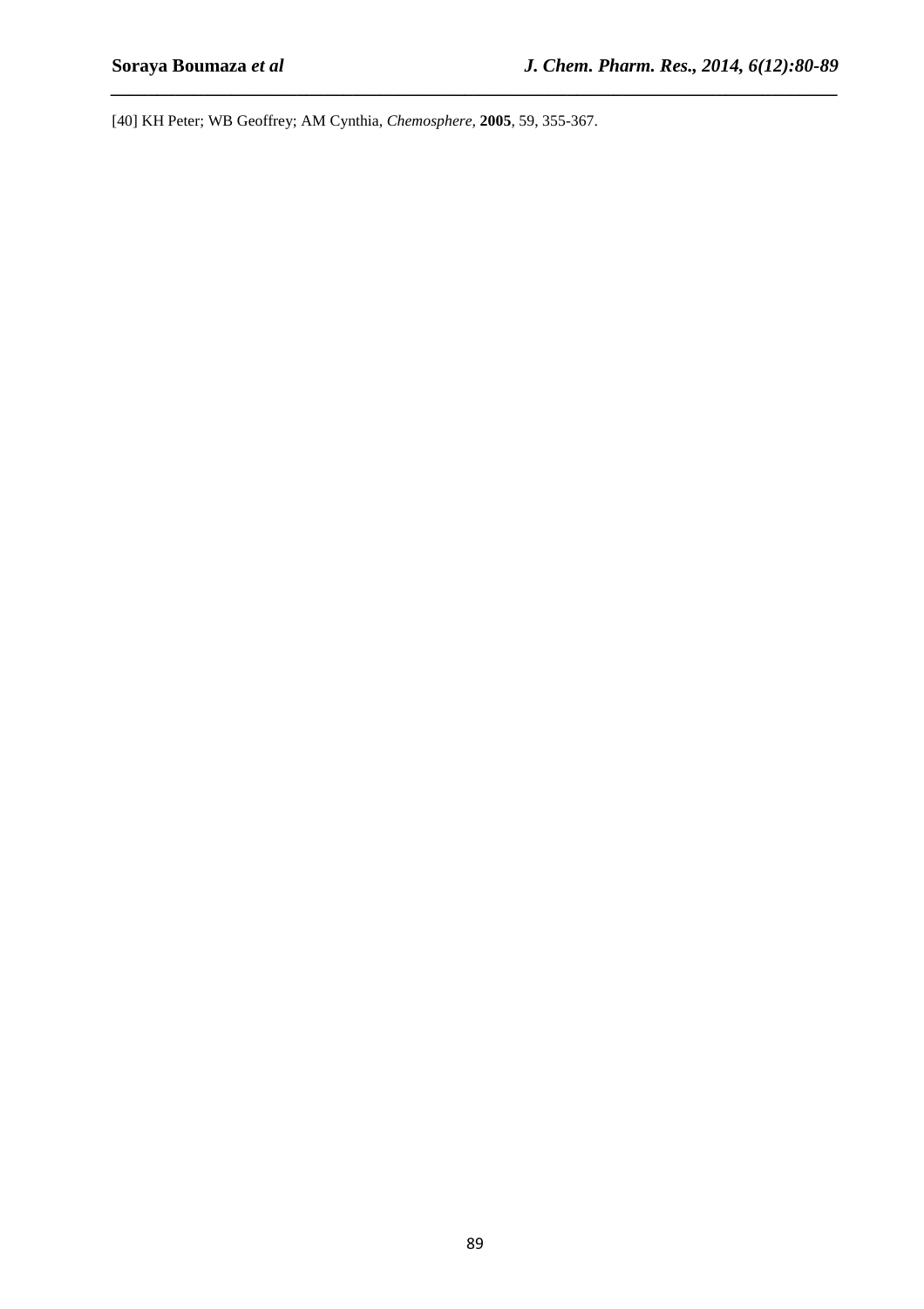[40] KH Peter; WB Geoffrey; AM Cynthia, *Chemosphere,* **2005**, 59, 355-367.